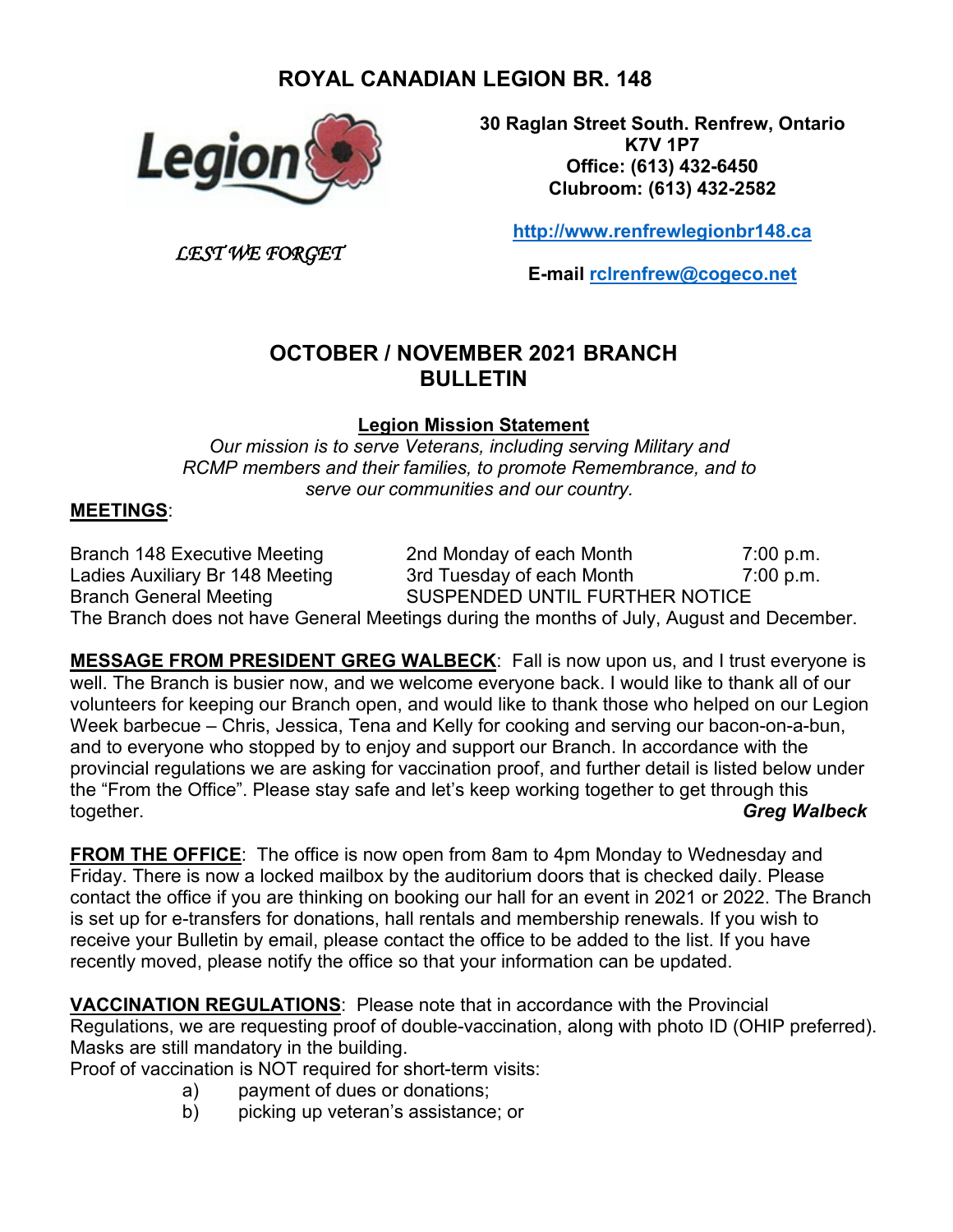# ROYAL CANADIAN LEGION BR. 148

**30 Raglan Street South. Renfrew, Ontario**
**K7V 1P7**
**Office: (613) 432-6450**
**Clubroom: (613) 432-2582**

**http://www.renfrewlegionbr148.ca**

*LEST WE FORGET*

**E-mail rclrenfrew@cogeco.net**

## OCTOBER / NOVEMBER 2021 BRANCH BULLETIN

**Legion Mission Statement**

*Our mission is to serve Veterans, including serving Military and RCMP members and their families, to promote Remembrance, and to serve our communities and our country.*

**MEETINGS**:

| | | |
|---|---|---|
| Branch 148 Executive Meeting | 2nd Monday of each Month | 7:00 p.m. |
| Ladies Auxiliary Br 148 Meeting | 3rd Tuesday of each Month | 7:00 p.m. |
| Branch General Meeting | SUSPENDED UNTIL FURTHER NOTICE | |

The Branch does not have General Meetings during the months of July, August and December.

**MESSAGE FROM PRESIDENT GREG WALBECK**: Fall is now upon us, and I trust everyone is well. The Branch is busier now, and we welcome everyone back. I would like to thank all of our volunteers for keeping our Branch open, and would like to thank those who helped on our Legion Week barbecue – Chris, Jessica, Tena and Kelly for cooking and serving our bacon-on-a-bun, and to everyone who stopped by to enjoy and support our Branch. In accordance with the provincial regulations we are asking for vaccination proof, and further detail is listed below under the "From the Office". Please stay safe and let's keep working together to get through this together. ***Greg Walbeck***

**FROM THE OFFICE**: The office is now open from 8am to 4pm Monday to Wednesday and Friday. There is now a locked mailbox by the auditorium doors that is checked daily. Please contact the office if you are thinking on booking our hall for an event in 2021 or 2022. The Branch is set up for e-transfers for donations, hall rentals and membership renewals. If you wish to receive your Bulletin by email, please contact the office to be added to the list. If you have recently moved, please notify the office so that your information can be updated.

**VACCINATION REGULATIONS**: Please note that in accordance with the Provincial Regulations, we are requesting proof of double-vaccination, along with photo ID (OHIP preferred). Masks are still mandatory in the building.

Proof of vaccination is NOT required for short-term visits:

a) payment of dues or donations;
b) picking up veteran's assistance; or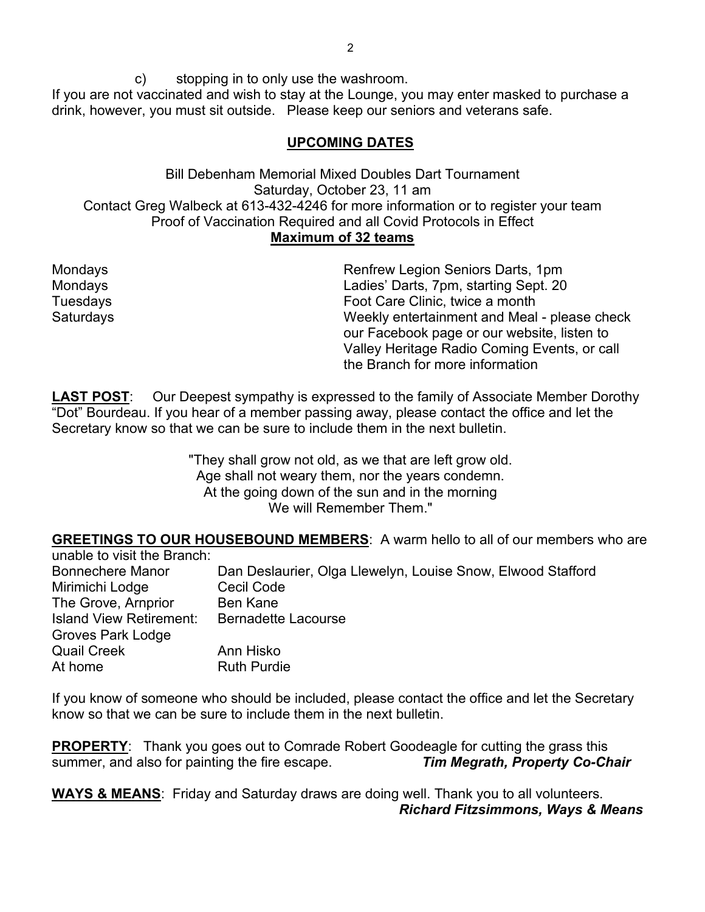c) stopping in to only use the washroom.

If you are not vaccinated and wish to stay at the Lounge, you may enter masked to purchase a drink, however, you must sit outside. Please keep our seniors and veterans safe.

## UPCOMING DATES

Bill Debenham Memorial Mixed Doubles Dart Tournament
Saturday, October 23, 11 am
Contact Greg Walbeck at 613-432-4246 for more information or to register your team
Proof of Vaccination Required and all Covid Protocols in Effect
**Maximum of 32 teams**

| | |
|---|---|
| Mondays | Renfrew Legion Seniors Darts, 1pm |
| Mondays | Ladies' Darts, 7pm, starting Sept. 20 |
| Tuesdays | Foot Care Clinic, twice a month |
| Saturdays | Weekly entertainment and Meal - please check our Facebook page or our website, listen to Valley Heritage Radio Coming Events, or call the Branch for more information |

**LAST POST**: Our Deepest sympathy is expressed to the family of Associate Member Dorothy "Dot" Bourdeau. If you hear of a member passing away, please contact the office and let the Secretary know so that we can be sure to include them in the next bulletin.

"They shall grow not old, as we that are left grow old.
Age shall not weary them, nor the years condemn.
At the going down of the sun and in the morning
We will Remember Them."

**GREETINGS TO OUR HOUSEBOUND MEMBERS**: A warm hello to all of our members who are unable to visit the Branch:

| | |
|---|---|
| Bonnechere Manor | Dan Deslaurier, Olga Llewelyn, Louise Snow, Elwood Stafford |
| Mirimichi Lodge | Cecil Code |
| The Grove, Arnprior | Ben Kane |
| Island View Retirement: | Bernadette Lacourse |
| Groves Park Lodge | |
| Quail Creek | Ann Hisko |
| At home | Ruth Purdie |

If you know of someone who should be included, please contact the office and let the Secretary know so that we can be sure to include them in the next bulletin.

**PROPERTY**: Thank you goes out to Comrade Robert Goodeagle for cutting the grass this summer, and also for painting the fire escape. ***Tim Megrath, Property Co-Chair***

**WAYS & MEANS**: Friday and Saturday draws are doing well. Thank you to all volunteers.
***Richard Fitzsimmons, Ways & Means***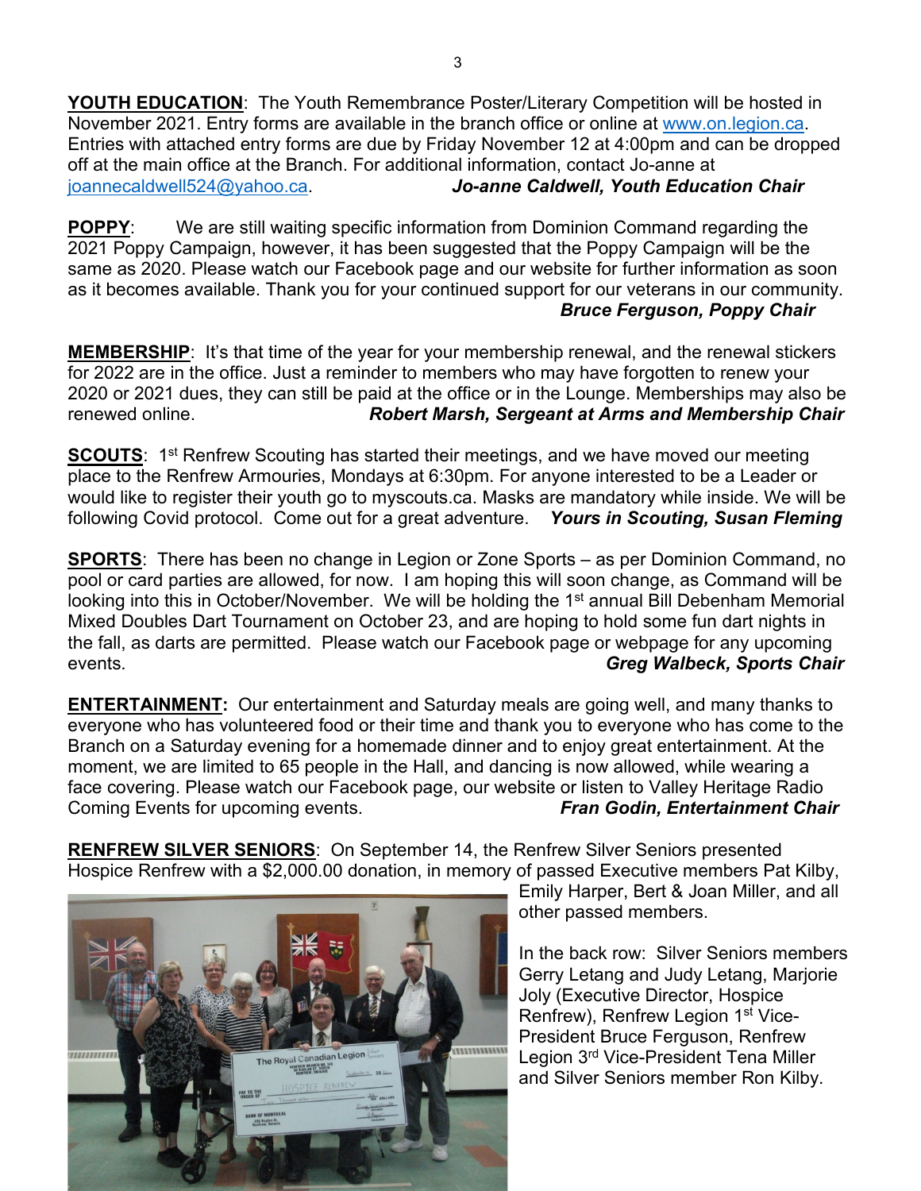**YOUTH EDUCATION**: The Youth Remembrance Poster/Literary Competition will be hosted in November 2021. Entry forms are available in the branch office or online at www.on.legion.ca. Entries with attached entry forms are due by Friday November 12 at 4:00pm and can be dropped off at the main office at the Branch. For additional information, contact Jo-anne at joannecaldwell524@yahoo.ca. ***Jo-anne Caldwell, Youth Education Chair***

**POPPY**: We are still waiting specific information from Dominion Command regarding the 2021 Poppy Campaign, however, it has been suggested that the Poppy Campaign will be the same as 2020. Please watch our Facebook page and our website for further information as soon as it becomes available. Thank you for your continued support for our veterans in our community. ***Bruce Ferguson, Poppy Chair***

**MEMBERSHIP**: It's that time of the year for your membership renewal, and the renewal stickers for 2022 are in the office. Just a reminder to members who may have forgotten to renew your 2020 or 2021 dues, they can still be paid at the office or in the Lounge. Memberships may also be renewed online. ***Robert Marsh, Sergeant at Arms and Membership Chair***

**SCOUTS**: 1st Renfrew Scouting has started their meetings, and we have moved our meeting place to the Renfrew Armouries, Mondays at 6:30pm. For anyone interested to be a Leader or would like to register their youth go to myscouts.ca. Masks are mandatory while inside. We will be following Covid protocol. Come out for a great adventure. ***Yours in Scouting, Susan Fleming***

**SPORTS**: There has been no change in Legion or Zone Sports – as per Dominion Command, no pool or card parties are allowed, for now. I am hoping this will soon change, as Command will be looking into this in October/November. We will be holding the 1st annual Bill Debenham Memorial Mixed Doubles Dart Tournament on October 23, and are hoping to hold some fun dart nights in the fall, as darts are permitted. Please watch our Facebook page or webpage for any upcoming events. ***Greg Walbeck, Sports Chair***

**ENTERTAINMENT:** Our entertainment and Saturday meals are going well, and many thanks to everyone who has volunteered food or their time and thank you to everyone who has come to the Branch on a Saturday evening for a homemade dinner and to enjoy great entertainment. At the moment, we are limited to 65 people in the Hall, and dancing is now allowed, while wearing a face covering. Please watch our Facebook page, our website or listen to Valley Heritage Radio Coming Events for upcoming events. ***Fran Godin, Entertainment Chair***

**RENFREW SILVER SENIORS**: On September 14, the Renfrew Silver Seniors presented Hospice Renfrew with a $2,000.00 donation, in memory of passed Executive members Pat Kilby, Emily Harper, Bert & Joan Miller, and all other passed members.

In the back row: Silver Seniors members Gerry Letang and Judy Letang, Marjorie Joly (Executive Director, Hospice Renfrew), Renfrew Legion 1st Vice-President Bruce Ferguson, Renfrew Legion 3rd Vice-President Tena Miller and Silver Seniors member Ron Kilby.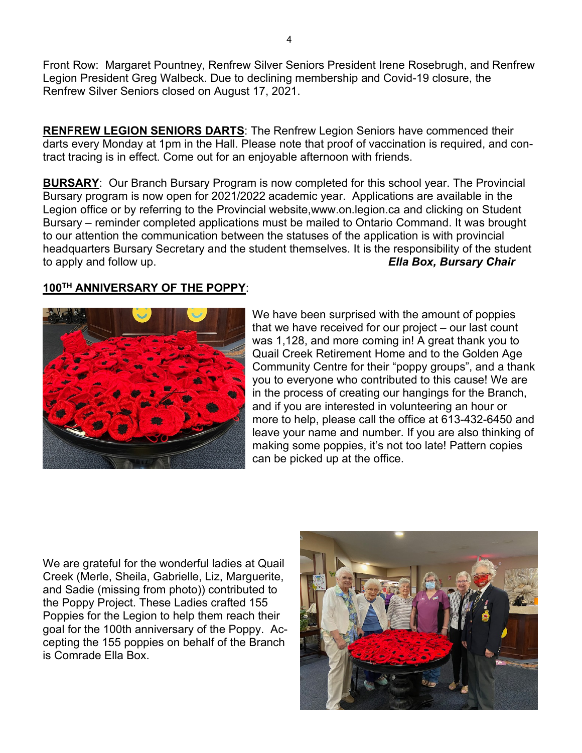Front Row: Margaret Pountney, Renfrew Silver Seniors President Irene Rosebrugh, and Renfrew Legion President Greg Walbeck. Due to declining membership and Covid-19 closure, the Renfrew Silver Seniors closed on August 17, 2021.

**RENFREW LEGION SENIORS DARTS**: The Renfrew Legion Seniors have commenced their darts every Monday at 1pm in the Hall. Please note that proof of vaccination is required, and contract tracing is in effect. Come out for an enjoyable afternoon with friends.

**BURSARY**: Our Branch Bursary Program is now completed for this school year. The Provincial Bursary program is now open for 2021/2022 academic year. Applications are available in the Legion office or by referring to the Provincial website,www.on.legion.ca and clicking on Student Bursary – reminder completed applications must be mailed to Ontario Command. It was brought to our attention the communication between the statuses of the application is with provincial headquarters Bursary Secretary and the student themselves. It is the responsibility of the student to apply and follow up.

***Ella Box, Bursary Chair***

**100TH ANNIVERSARY OF THE POPPY**:

We have been surprised with the amount of poppies that we have received for our project – our last count was 1,128, and more coming in! A great thank you to Quail Creek Retirement Home and to the Golden Age Community Centre for their "poppy groups", and a thank you to everyone who contributed to this cause! We are in the process of creating our hangings for the Branch, and if you are interested in volunteering an hour or more to help, please call the office at 613-432-6450 and leave your name and number. If you are also thinking of making some poppies, it's not too late! Pattern copies can be picked up at the office.

We are grateful for the wonderful ladies at Quail Creek (Merle, Sheila, Gabrielle, Liz, Marguerite, and Sadie (missing from photo)) contributed to the Poppy Project. These Ladies crafted 155 Poppies for the Legion to help them reach their goal for the 100th anniversary of the Poppy. Accepting the 155 poppies on behalf of the Branch is Comrade Ella Box.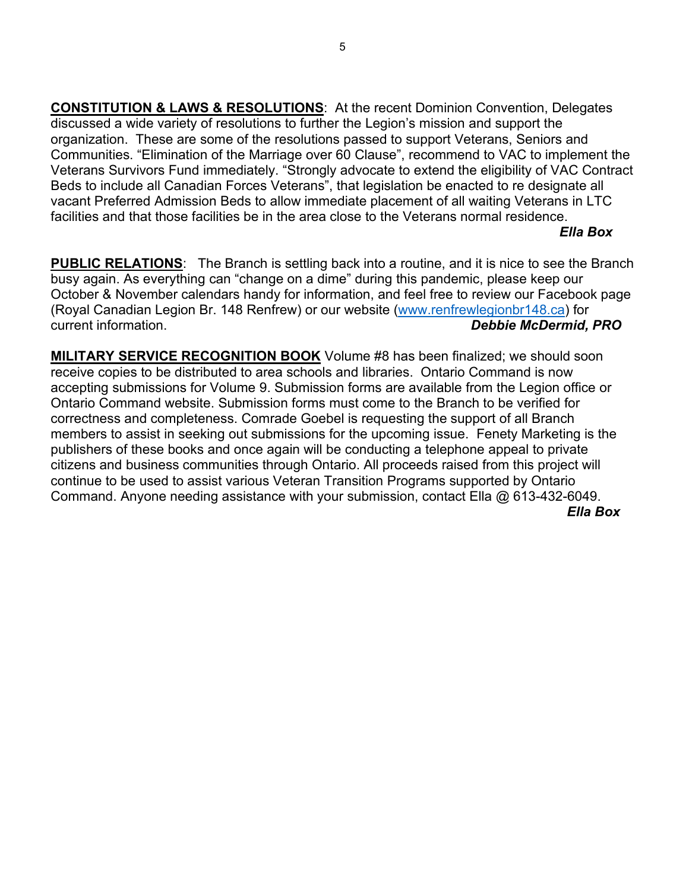**CONSTITUTION & LAWS & RESOLUTIONS**: At the recent Dominion Convention, Delegates discussed a wide variety of resolutions to further the Legion's mission and support the organization. These are some of the resolutions passed to support Veterans, Seniors and Communities. "Elimination of the Marriage over 60 Clause", recommend to VAC to implement the Veterans Survivors Fund immediately. "Strongly advocate to extend the eligibility of VAC Contract Beds to include all Canadian Forces Veterans", that legislation be enacted to re designate all vacant Preferred Admission Beds to allow immediate placement of all waiting Veterans in LTC facilities and that those facilities be in the area close to the Veterans normal residence.

***Ella Box***

**PUBLIC RELATIONS**: The Branch is settling back into a routine, and it is nice to see the Branch busy again. As everything can "change on a dime" during this pandemic, please keep our October & November calendars handy for information, and feel free to review our Facebook page (Royal Canadian Legion Br. 148 Renfrew) or our website (www.renfrewlegionbr148.ca) for current information.

***Debbie McDermid, PRO***

**MILITARY SERVICE RECOGNITION BOOK** Volume #8 has been finalized; we should soon receive copies to be distributed to area schools and libraries. Ontario Command is now accepting submissions for Volume 9. Submission forms are available from the Legion office or Ontario Command website. Submission forms must come to the Branch to be verified for correctness and completeness. Comrade Goebel is requesting the support of all Branch members to assist in seeking out submissions for the upcoming issue. Fenety Marketing is the publishers of these books and once again will be conducting a telephone appeal to private citizens and business communities through Ontario. All proceeds raised from this project will continue to be used to assist various Veteran Transition Programs supported by Ontario Command. Anyone needing assistance with your submission, contact Ella @ 613-432-6049.

***Ella Box***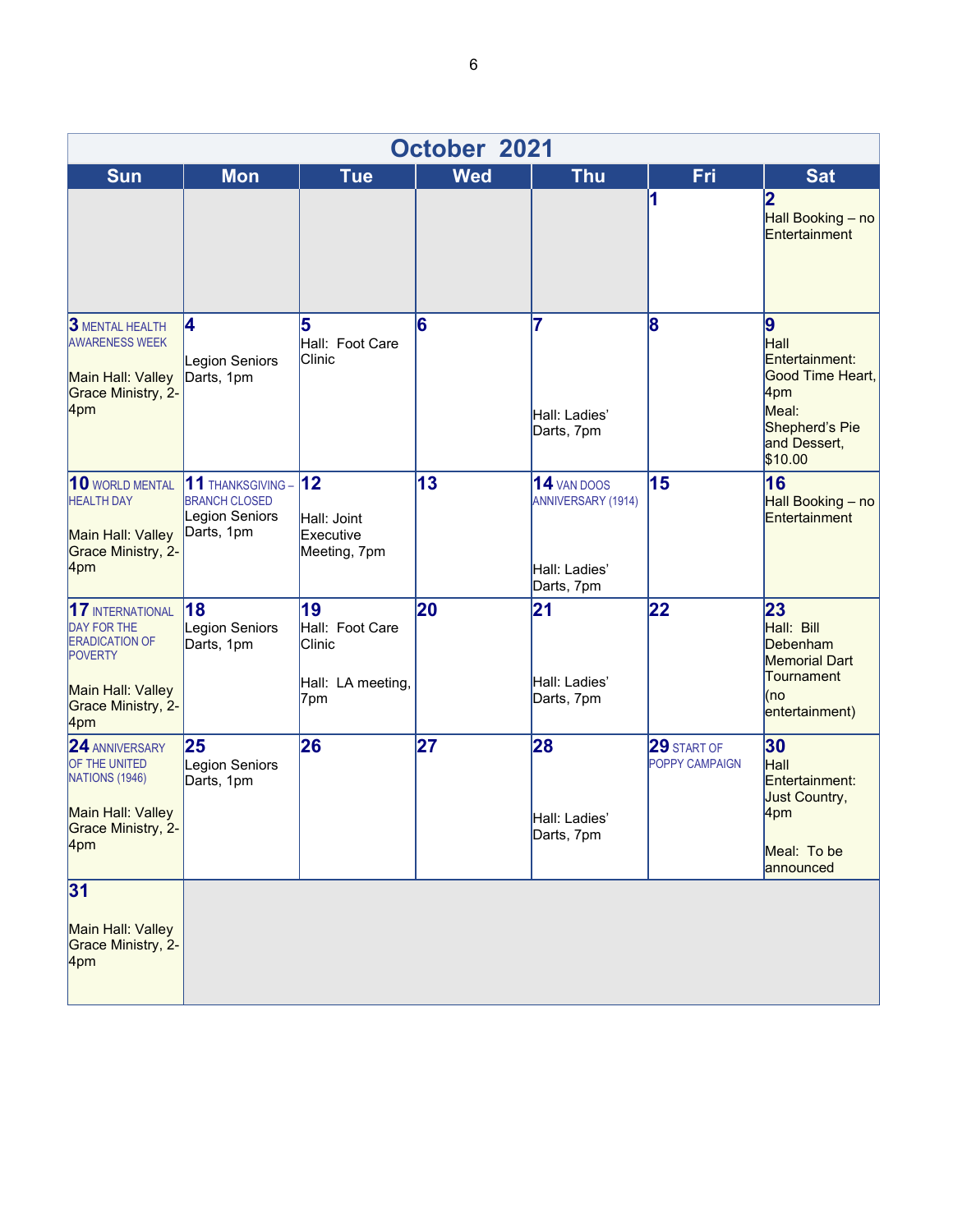# October 2021

| Sun | Mon | Tue | Wed | Thu | Fri | Sat |
|---|---|---|---|---|---|---|
| | | | | | **1** | **2** Hall Booking – no Entertainment |
| **3** MENTAL HEALTH AWARENESS WEEK<br><br>Main Hall: Valley Grace Ministry, 2-4pm | **4**<br><br>Legion Seniors Darts, 1pm | **5** Hall: Foot Care Clinic | **6** | **7**<br><br>Hall: Ladies' Darts, 7pm | **8** | **9** Hall Entertainment: Good Time Heart, 4pm<br>Meal: Shepherd's Pie and Dessert, $10.00 |
| **10** WORLD MENTAL HEALTH DAY<br><br>Main Hall: Valley Grace Ministry, 2-4pm | **11** THANKSGIVING – BRANCH CLOSED<br>Legion Seniors Darts, 1pm | **12**<br><br>Hall: Joint Executive Meeting, 7pm | **13** | **14** VAN DOOS ANNIVERSARY (1914)<br><br>Hall: Ladies' Darts, 7pm | **15** | **16** Hall Booking – no Entertainment |
| **17** INTERNATIONAL DAY FOR THE ERADICATION OF POVERTY<br><br>Main Hall: Valley Grace Ministry, 2-4pm | **18** Legion Seniors Darts, 1pm | **19** Hall: Foot Care Clinic<br><br>Hall: LA meeting, 7pm | **20** | **21**<br><br>Hall: Ladies' Darts, 7pm | **22** | **23** Hall: Bill Debenham Memorial Dart Tournament<br>(no entertainment) |
| **24** ANNIVERSARY OF THE UNITED NATIONS (1946)<br><br>Main Hall: Valley Grace Ministry, 2-4pm | **25** Legion Seniors Darts, 1pm | **26** | **27** | **28**<br><br>Hall: Ladies' Darts, 7pm | **29** START OF POPPY CAMPAIGN | **30** Hall Entertainment: Just Country, 4pm<br><br>Meal: To be announced |
| **31**<br><br>Main Hall: Valley Grace Ministry, 2-4pm | | | | | | |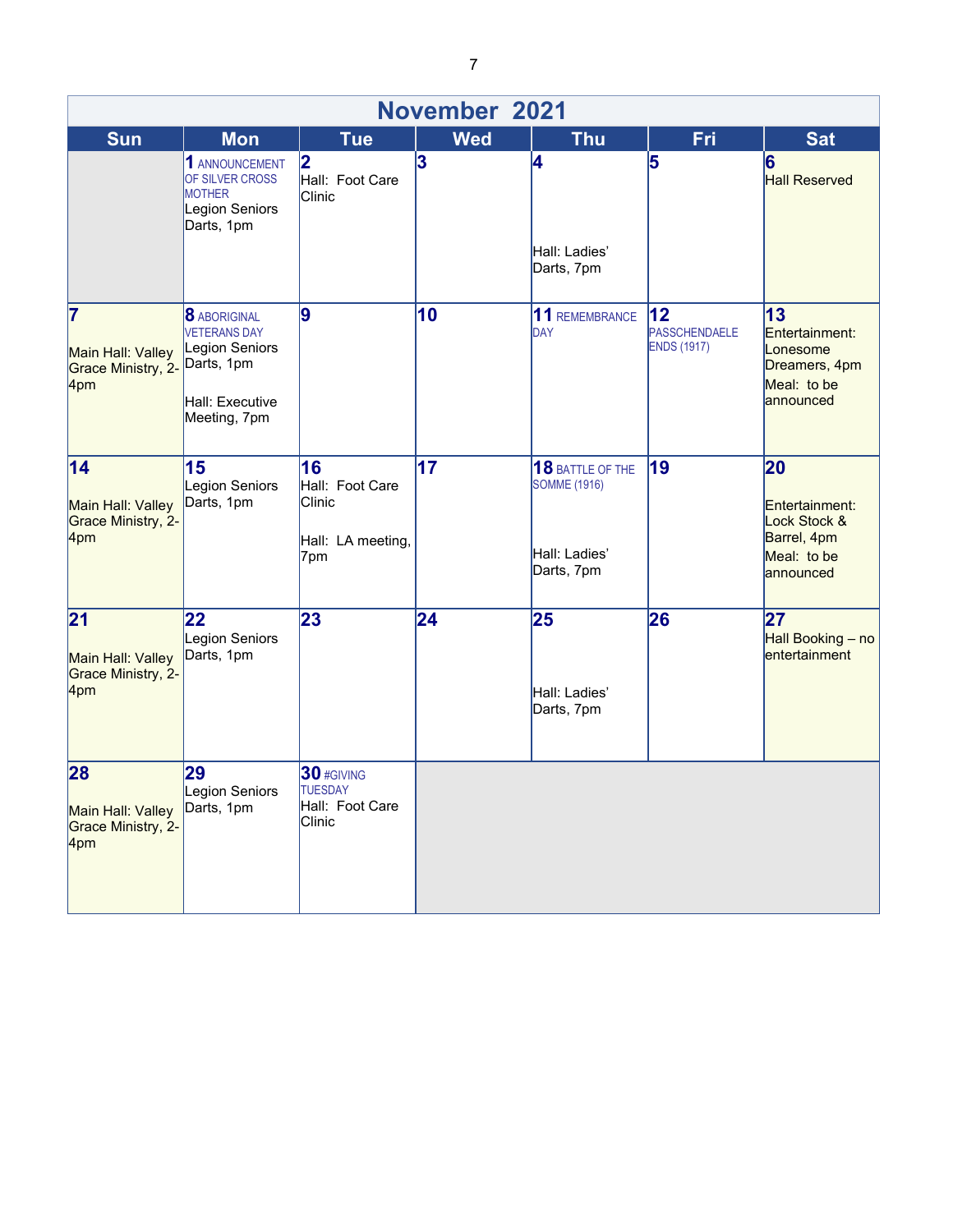# November 2021

| Sun | Mon | Tue | Wed | Thu | Fri | Sat |
|---|---|---|---|---|---|---|
| | **1** ANNOUNCEMENT OF SILVER CROSS MOTHER<br>Legion Seniors Darts, 1pm | **2**<br>Hall: Foot Care Clinic | **3** | **4**<br>Hall: Ladies' Darts, 7pm | **5** | **6**<br>Hall Reserved |
| **7**<br>Main Hall: Valley Grace Ministry, 2-4pm | **8** ABORIGINAL VETERANS DAY<br>Legion Seniors Darts, 1pm<br>Hall: Executive Meeting, 7pm | **9** | **10** | **11** REMEMBRANCE DAY | **12** PASSCHENDAELE ENDS (1917) | **13**<br>Entertainment: Lonesome Dreamers, 4pm<br>Meal: to be announced |
| **14**<br>Main Hall: Valley Grace Ministry, 2-4pm | **15**<br>Legion Seniors Darts, 1pm | **16**<br>Hall: Foot Care Clinic<br>Hall: LA meeting, 7pm | **17** | **18** BATTLE OF THE SOMME (1916)<br>Hall: Ladies' Darts, 7pm | **19** | **20**<br>Entertainment: Lock Stock & Barrel, 4pm<br>Meal: to be announced |
| **21**<br>Main Hall: Valley Grace Ministry, 2-4pm | **22**<br>Legion Seniors Darts, 1pm | **23** | **24** | **25**<br>Hall: Ladies' Darts, 7pm | **26** | **27**<br>Hall Booking – no entertainment |
| **28**<br>Main Hall: Valley Grace Ministry, 2-4pm | **29**<br>Legion Seniors Darts, 1pm | **30** #GIVING TUESDAY<br>Hall: Foot Care Clinic | | | | |